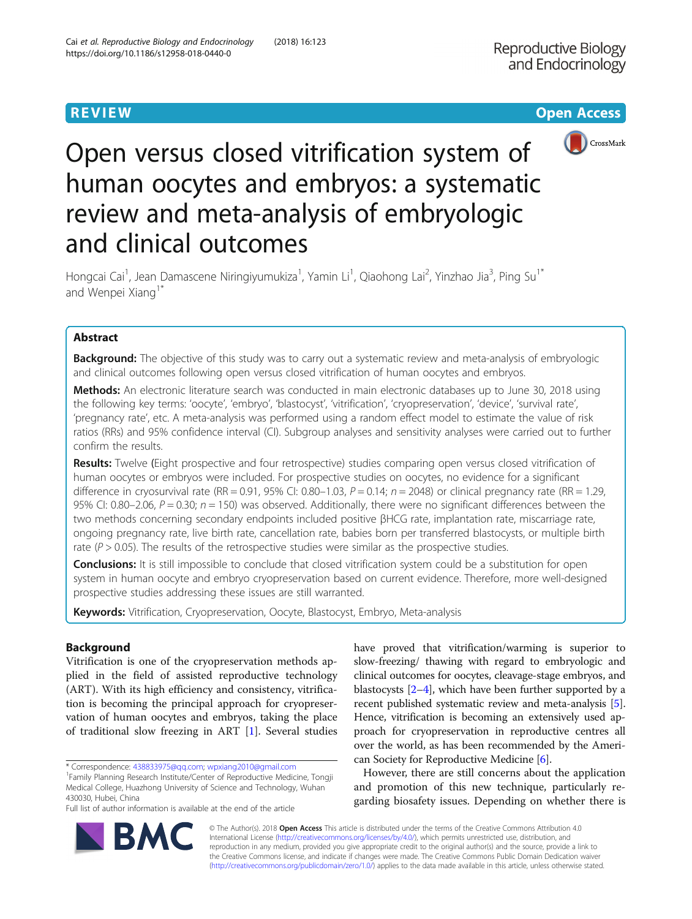REVIEW

# Open versus closed vitrification system of human oocytes and embryos: a systematic review and meta-analysis of embryologic and clinical outcomes

Hongcai Cai[1], Jean Damascene Niringiyumukiza[1], Yamin Li[1], Qiaohong Lai[2], Yinzhao Jia[3], Ping Su[1*] and Wenpei Xiang[1*]

## Abstract

**Background:** The objective of this study was to carry out a systematic review and meta-analysis of embryologic and clinical outcomes following open versus closed vitrification of human oocytes and embryos.

**Methods:** An electronic literature search was conducted in main electronic databases up to June 30, 2018 using the following key terms: 'oocyte', 'embryo', 'blastocyst', 'vitrification', 'cryopreservation', 'device', 'survival rate', 'pregnancy rate', etc. A meta-analysis was performed using a random effect model to estimate the value of risk ratios (RRs) and 95% confidence interval (CI). Subgroup analyses and sensitivity analyses were carried out to further confirm the results.

**Results:** Twelve (Eight prospective and four retrospective) studies comparing open versus closed vitrification of human oocytes or embryos were included. For prospective studies on oocytes, no evidence for a significant difference in cryosurvival rate (RR = 0.91, 95% CI: 0.80–1.03, $P = 0.14$; $n = 2048$) or clinical pregnancy rate (RR = 1.29, 95% CI: 0.80–2.06, $P = 0.30$; $n = 150$) was observed. Additionally, there were no significant differences between the two methods concerning secondary endpoints included positive βHCG rate, implantation rate, miscarriage rate, ongoing pregnancy rate, live birth rate, cancellation rate, babies born per transferred blastocysts, or multiple birth rate ($P > 0.05$). The results of the retrospective studies were similar as the prospective studies.

**Conclusions:** It is still impossible to conclude that closed vitrification system could be a substitution for open system in human oocyte and embryo cryopreservation based on current evidence. Therefore, more well-designed prospective studies addressing these issues are still warranted.

**Keywords:** Vitrification, Cryopreservation, Oocyte, Blastocyst, Embryo, Meta-analysis

## Background

Vitrification is one of the cryopreservation methods applied in the field of assisted reproductive technology (ART). With its high efficiency and consistency, vitrification is becoming the principal approach for cryopreservation of human oocytes and embryos, taking the place of traditional slow freezing in ART [1]. Several studies have proved that vitrification/warming is superior to slow-freezing/ thawing with regard to embryologic and clinical outcomes for oocytes, cleavage-stage embryos, and blastocysts [2–4], which have been further supported by a recent published systematic review and meta-analysis [5]. Hence, vitrification is becoming an extensively used approach for cryopreservation in reproductive centres all over the world, as has been recommended by the American Society for Reproductive Medicine [6].

However, there are still concerns about the application and promotion of this new technique, particularly regarding biosafety issues. Depending on whether there is

* Correspondence: 438833975@qq.com; wpxiang2010@gmail.com
[1]Family Planning Research Institute/Center of Reproductive Medicine, Tongji Medical College, Huazhong University of Science and Technology, Wuhan 430030, Hubei, China
Full list of author information is available at the end of the article

© The Author(s). 2018 **Open Access** This article is distributed under the terms of the Creative Commons Attribution 4.0 International License (http://creativecommons.org/licenses/by/4.0/), which permits unrestricted use, distribution, and reproduction in any medium, provided you give appropriate credit to the original author(s) and the source, provide a link to the Creative Commons license, and indicate if changes were made. The Creative Commons Public Domain Dedication waiver (http://creativecommons.org/publicdomain/zero/1.0/) applies to the data made available in this article, unless otherwise stated.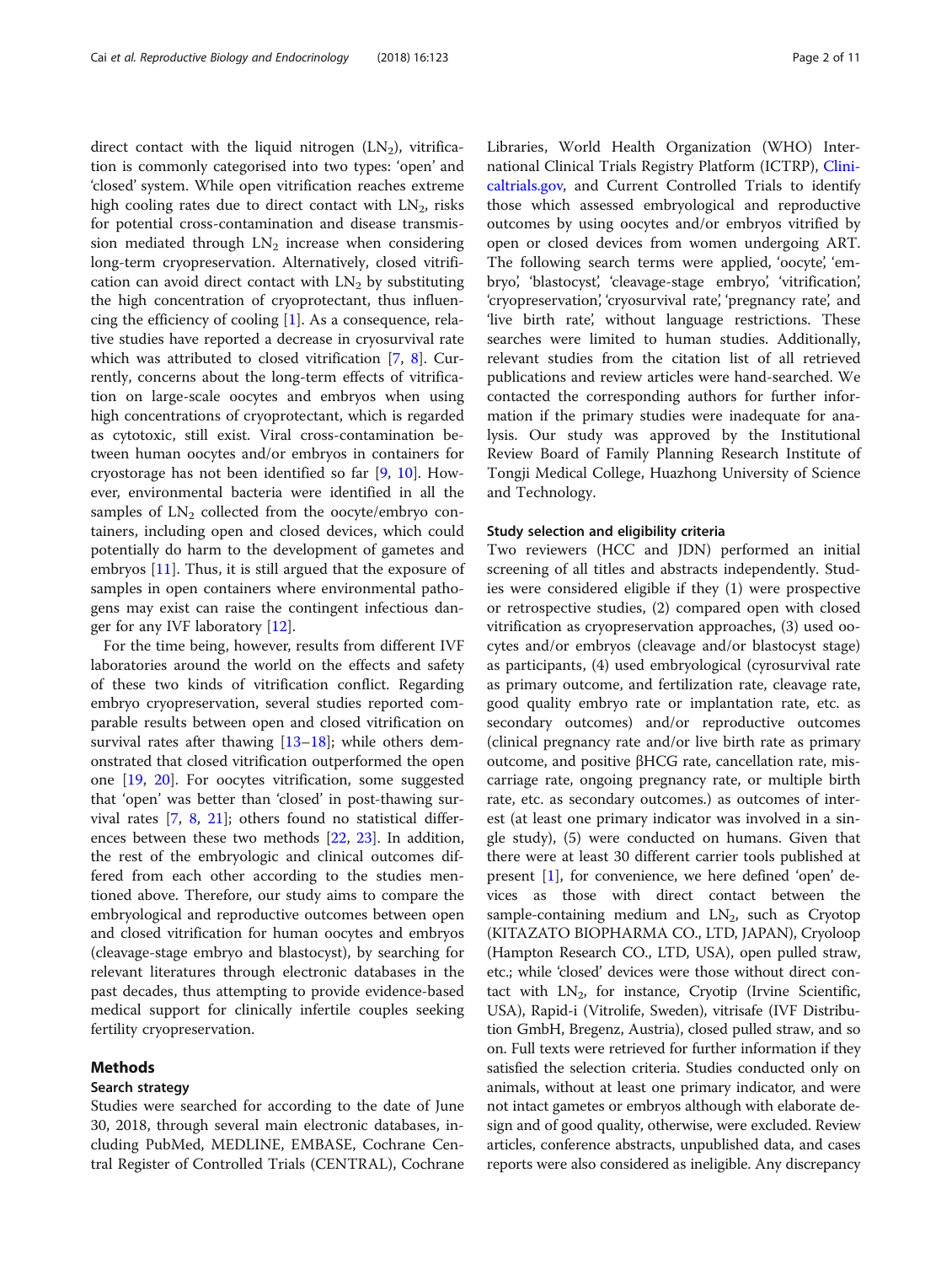direct contact with the liquid nitrogen ($LN_2$), vitrification is commonly categorised into two types: 'open' and 'closed' system. While open vitrification reaches extreme high cooling rates due to direct contact with $LN_2$, risks for potential cross-contamination and disease transmission mediated through $LN_2$ increase when considering long-term cryopreservation. Alternatively, closed vitrification can avoid direct contact with $LN_2$ by substituting the high concentration of cryoprotectant, thus influencing the efficiency of cooling [1]. As a consequence, relative studies have reported a decrease in cryosurvival rate which was attributed to closed vitrification [7, 8]. Currently, concerns about the long-term effects of vitrification on large-scale oocytes and embryos when using high concentrations of cryoprotectant, which is regarded as cytotoxic, still exist. Viral cross-contamination between human oocytes and embryos in containers for cryostorage has not been identified so far [9, 10]. However, environmental bacteria were identified in all the samples of $LN_2$ collected from the oocyte/embryo containers, including open and closed devices, which could potentially do harm to the development of gametes and embryos [11]. Thus, it is still argued that the exposure of samples in open containers where environmental pathogens may exist can raise the contingent infectious danger for any IVF laboratory [12].

For the time being, however, results from different IVF laboratories around the world on the effects and safety of these two kinds of vitrification conflict. Regarding embryo cryopreservation, several studies reported comparable results between open and closed vitrification on survival rates after thawing [13–18]; while others demonstrated that closed vitrification outperformed the open one [19, 20]. For oocytes vitrification, some suggested that 'open' was better than 'closed' in post-thawing survival rates [7, 8, 21]; others found no statistical differences between these two methods [22, 23]. In addition, the rest of the embryologic and clinical outcomes differed from each other according to the studies mentioned above. Therefore, our study aims to compare the embryological and reproductive outcomes between open and closed vitrification for human oocytes and embryos (cleavage-stage embryo and blastocyst), by searching for relevant literatures through electronic databases in the past decades, thus attempting to provide evidence-based medical support for clinically infertile couples seeking fertility cryopreservation.

## Methods

### Search strategy

Studies were searched for according to the date of June 30, 2018, through several main electronic databases, including PubMed, MEDLINE, EMBASE, Cochrane Central Register of Controlled Trials (CENTRAL), Cochrane Libraries, World Health Organization (WHO) International Clinical Trials Registry Platform (ICTRP), Clinicaltrials.gov, and Current Controlled Trials to identify those which assessed embryological and reproductive outcomes by using oocytes and/or embryos vitrified by open or closed devices from women undergoing ART. The following search terms were applied, 'oocyte', 'embryo', 'blastocyst', 'cleavage-stage embryo', 'vitrification', 'cryopreservation', 'cryosurvival rate', 'pregnancy rate', and 'live birth rate', without language restrictions. These searches were limited to human studies. Additionally, relevant studies from the citation list of all retrieved publications and review articles were hand-searched. We contacted the corresponding authors for further information if the primary studies were inadequate for analysis. Our study was approved by the Institutional Review Board of Family Planning Research Institute of Tongji Medical College, Huazhong University of Science and Technology.

### Study selection and eligibility criteria

Two reviewers (HCC and JDN) performed an initial screening of all titles and abstracts independently. Studies were considered eligible if they (1) were prospective or retrospective studies, (2) compared open with closed vitrification as cryopreservation approaches, (3) used oocytes and/or embryos (cleavage and/or blastocyst stage) as participants, (4) used embryological (cyrosurvival rate as primary outcome, and fertilization rate, cleavage rate, good quality embryo rate or implantation rate, etc. as secondary outcomes) and/or reproductive outcomes (clinical pregnancy rate and/or live birth rate as primary outcome, and positive βHCG rate, cancellation rate, miscarriage rate, ongoing pregnancy rate, or multiple birth rate, etc. as secondary outcomes.) as outcomes of interest (at least one primary indicator was involved in a single study), (5) were conducted on humans. Given that there were at least 30 different carrier tools published at present [1], for convenience, we here defined 'open' devices as those with direct contact between the sample-containing medium and $LN_2$, such as Cryotop (KITAZATO BIOPHARMA CO., LTD, JAPAN), Cryoloop (Hampton Research CO., LTD, USA), open pulled straw, etc.; while 'closed' devices were those without direct contact with $LN_2$, for instance, Cryotip (Irvine Scientific, USA), Rapid-i (Vitrolife, Sweden), vitrisafe (IVF Distribution GmbH, Bregenz, Austria), closed pulled straw, and so on. Full texts were retrieved for further information if they satisfied the selection criteria. Studies conducted only on animals, without at least one primary indicator, and were not intact gametes or embryos although with elaborate design and of good quality, otherwise, were excluded. Review articles, conference abstracts, unpublished data, and cases reports were also considered as ineligible. Any discrepancy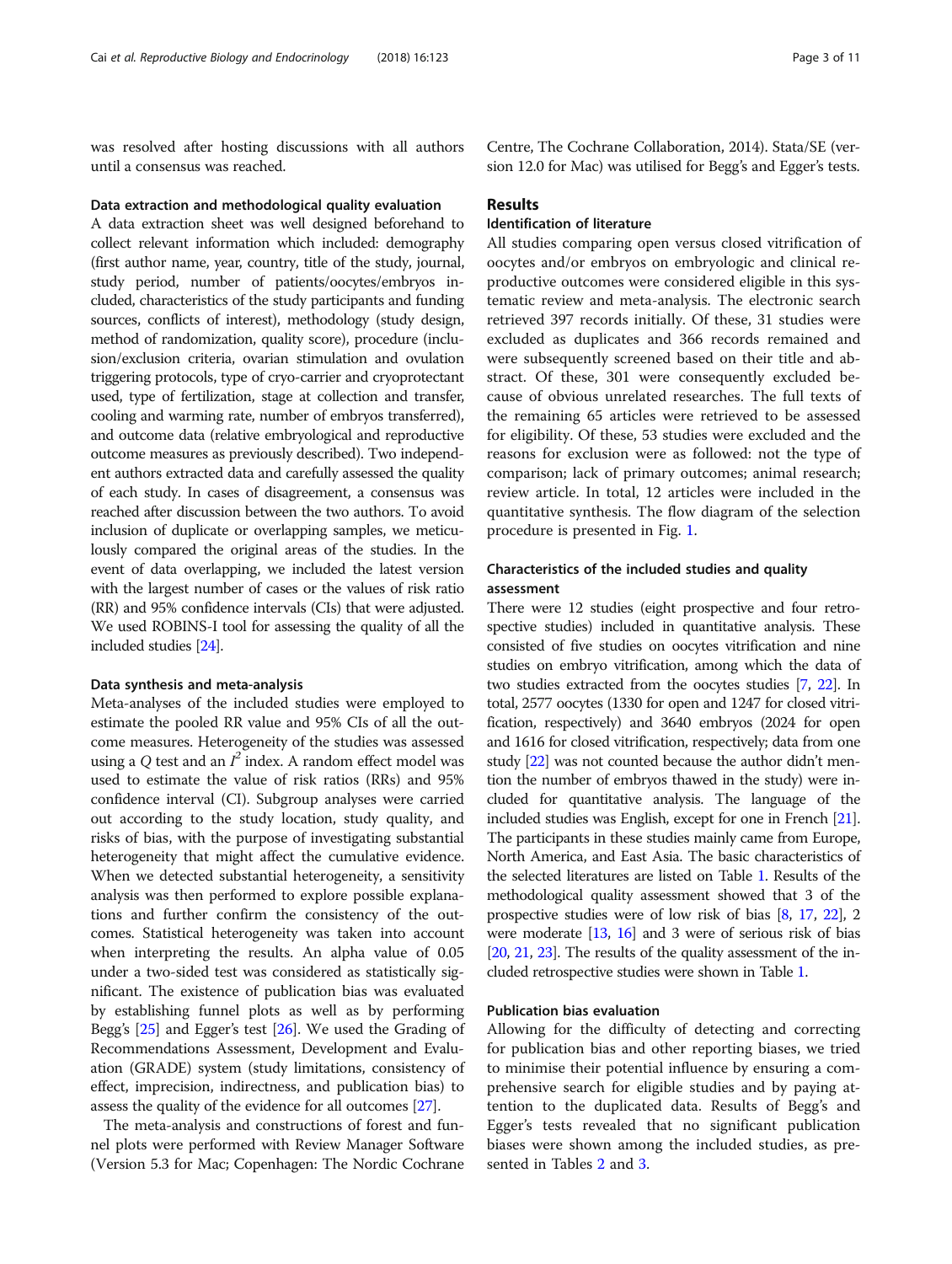was resolved after hosting discussions with all authors until a consensus was reached.

### Data extraction and methodological quality evaluation

A data extraction sheet was well designed beforehand to collect relevant information which included: demography (first author name, year, country, title of the study, journal, study period, number of patients/oocytes/embryos included, characteristics of the study participants and funding sources, conflicts of interest), methodology (study design, method of randomization, quality score), procedure (inclusion/exclusion criteria, ovarian stimulation and ovulation triggering protocols, type of cryo-carrier and cryoprotectant used, type of fertilization, stage at collection and transfer, cooling and warming rate, number of embryos transferred), and outcome data (relative embryological and reproductive outcome measures as previously described). Two independent authors extracted data and carefully assessed the quality of each study. In cases of disagreement, a consensus was reached after discussion between the two authors. To avoid inclusion of duplicate or overlapping samples, we meticulously compared the original areas of the studies. In the event of data overlapping, we included the latest version with the largest number of cases or the values of risk ratio (RR) and 95% confidence intervals (CIs) that were adjusted. We used ROBINS-I tool for assessing the quality of all the included studies [24].

### Data synthesis and meta-analysis

Meta-analyses of the included studies were employed to estimate the pooled RR value and 95% CIs of all the outcome measures. Heterogeneity of the studies was assessed using a $Q$ test and an $I^2$ index. A random effect model was used to estimate the value of risk ratios (RRs) and 95% confidence interval (CI). Subgroup analyses were carried out according to the study location, study quality, and risks of bias, with the purpose of investigating substantial heterogeneity that might affect the cumulative evidence. When we detected substantial heterogeneity, a sensitivity analysis was then performed to explore possible explanations and further confirm the consistency of the outcomes. Statistical heterogeneity was taken into account when interpreting the results. An alpha value of 0.05 under a two-sided test was considered as statistically significant. The existence of publication bias was evaluated by establishing funnel plots as well as by performing Begg's [25] and Egger's test [26]. We used the Grading of Recommendations Assessment, Development and Evaluation (GRADE) system (study limitations, consistency of effect, imprecision, indirectness, and publication bias) to assess the quality of the evidence for all outcomes [27].

The meta-analysis and constructions of forest and funnel plots were performed with Review Manager Software (Version 5.3 for Mac; Copenhagen: The Nordic Cochrane Centre, The Cochrane Collaboration, 2014). Stata/SE (version 12.0 for Mac) was utilised for Begg's and Egger's tests.

## Results

### Identification of literature

All studies comparing open versus closed vitrification of oocytes and/or embryos on embryologic and clinical reproductive outcomes were considered eligible in this systematic review and meta-analysis. The electronic search retrieved 397 records initially. Of these, 31 studies were excluded as duplicates and 366 records remained and were subsequently screened based on their title and abstract. Of these, 301 were consequently excluded because of obvious unrelated researches. The full texts of the remaining 65 articles were retrieved to be assessed for eligibility. Of these, 53 studies were excluded and the reasons for exclusion were as followed: not the type of comparison; lack of primary outcomes; animal research; review article. In total, 12 articles were included in the quantitative synthesis. The flow diagram of the selection procedure is presented in Fig. 1.

### Characteristics of the included studies and quality assessment

There were 12 studies (eight prospective and four retrospective studies) included in quantitative analysis. These consisted of five studies on oocytes vitrification and nine studies on embryo vitrification, among which the data of two studies extracted from the oocytes studies [7, 22]. In total, 2577 oocytes (1330 for open and 1247 for closed vitrification, respectively) and 3640 embryos (2024 for open and 1616 for closed vitrification, respectively; data from one study [22] was not counted because the author didn't mention the number of embryos thawed in the study) were included for quantitative analysis. The language of the included studies was English, except for one in French [21]. The participants in these studies mainly came from Europe, North America, and East Asia. The basic characteristics of the selected literatures are listed on Table 1. Results of the methodological quality assessment showed that 3 of the prospective studies were of low risk of bias [8, 17, 22], 2 were moderate [13, 16] and 3 were of serious risk of bias [20, 21, 23]. The results of the quality assessment of the included retrospective studies were shown in Table 1.

### Publication bias evaluation

Allowing for the difficulty of detecting and correcting for publication bias and other reporting biases, we tried to minimise their potential influence by ensuring a comprehensive search for eligible studies and by paying attention to the duplicated data. Results of Begg's and Egger's tests revealed that no significant publication biases were shown among the included studies, as presented in Tables 2 and 3.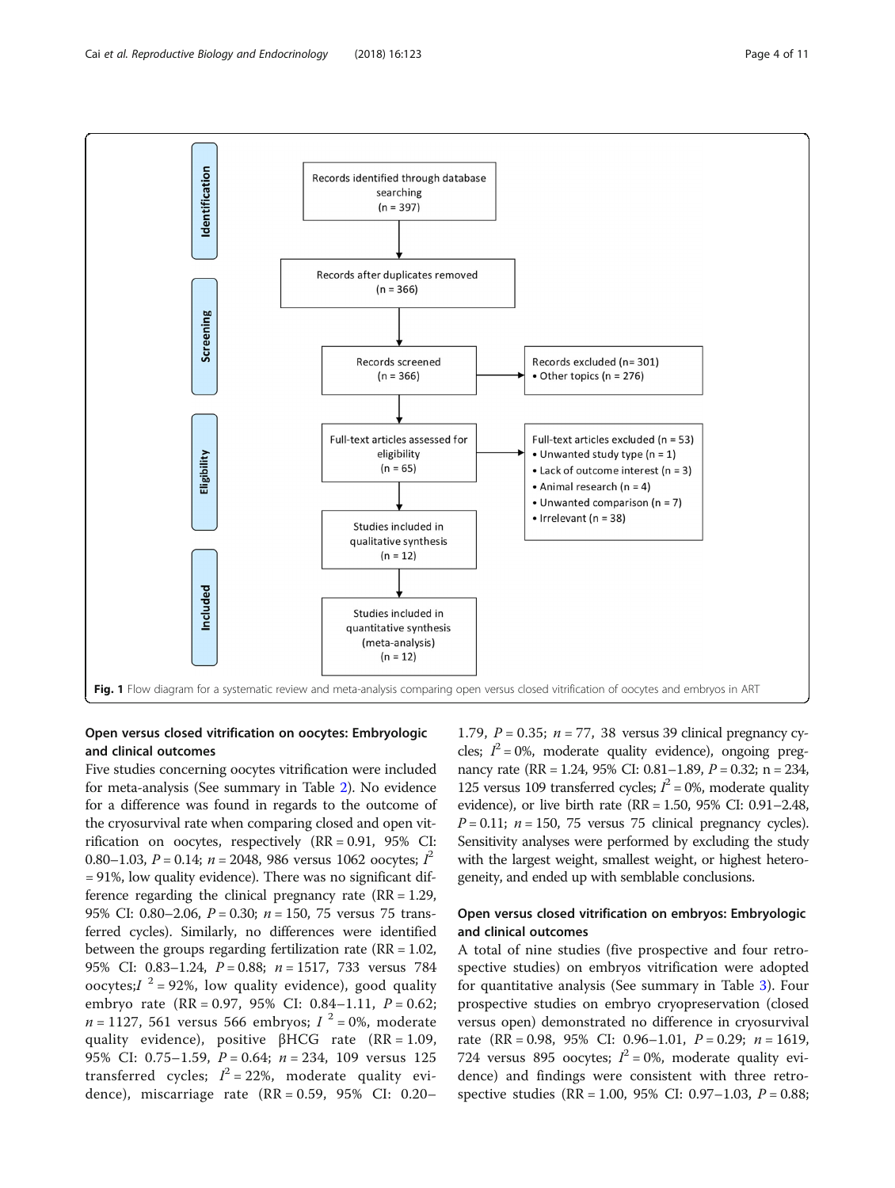Identification

Records identified through database searching (n = 397)

Records after duplicates removed (n = 366)

Screening

Records screened (n = 366)

Records excluded (n= 301)
- Other topics (n = 276)

Eligibility

Full-text articles assessed for eligibility (n = 65)

Full-text articles excluded (n = 53)
- Unwanted study type (n = 1)
- Lack of outcome interest (n = 3)
- Animal research (n = 4)
- Unwanted comparison (n = 7)
- Irrelevant (n = 38)

Studies included in qualitative synthesis (n = 12)

Included

Studies included in quantitative synthesis (meta-analysis) (n = 12)

**Fig. 1** Flow diagram for a systematic review and meta-analysis comparing open versus closed vitrification of oocytes and embryos in ART

## Open versus closed vitrification on oocytes: Embryologic and clinical outcomes

Five studies concerning oocytes vitrification were included for meta-analysis (See summary in Table 2). No evidence for a difference was found in regards to the outcome of the cryosurvival rate when comparing closed and open vitrification on oocytes, respectively (RR = 0.91, 95% CI: 0.80–1.03, $P = 0.14$; $n = 2048$, 986 versus 1062 oocytes; $I^2 = 91\%$, low quality evidence). There was no significant difference regarding the clinical pregnancy rate (RR = 1.29, 95% CI: 0.80–2.06, $P = 0.30$; $n = 150$, 75 versus 75 transferred cycles). Similarly, no differences were identified between the groups regarding fertilization rate (RR = 1.02, 95% CI: 0.83–1.24, $P = 0.88$; $n = 1517$, 733 versus 784 oocytes; $I^2 = 92\%$, low quality evidence), good quality embryo rate (RR = 0.97, 95% CI: 0.84–1.11, $P = 0.62$; $n = 1127$, 561 versus 566 embryos; $I^2 = 0\%$, moderate quality evidence), positive βHCG rate (RR = 1.09, 95% CI: 0.75–1.59, $P = 0.64$; $n = 234$, 109 versus 125 transferred cycles; $I^2 = 22\%$, moderate quality evidence), miscarriage rate (RR = 0.59, 95% CI: 0.20–1.79, $P = 0.35$; $n = 77$, 38 versus 39 clinical pregnancy cycles; $I^2 = 0\%$, moderate quality evidence), ongoing pregnancy rate (RR = 1.24, 95% CI: 0.81–1.89, $P = 0.32$; n = 234, 125 versus 109 transferred cycles; $I^2 = 0\%$, moderate quality evidence), or live birth rate (RR = 1.50, 95% CI: 0.91–2.48, $P = 0.11$; $n = 150$, 75 versus 75 clinical pregnancy cycles). Sensitivity analyses were performed by excluding the study with the largest weight, smallest weight, or highest heterogeneity, and ended up with semblable conclusions.

## Open versus closed vitrification on embryos: Embryologic and clinical outcomes

A total of nine studies (five prospective and four retrospective studies) on embryos vitrification were adopted for quantitative analysis (See summary in Table 3). Four prospective studies on embryo cryopreservation (closed versus open) demonstrated no difference in cryosurvival rate (RR = 0.98, 95% CI: 0.96–1.01, $P = 0.29$; $n = 1619$, 724 versus 895 oocytes; $I^2 = 0\%$, moderate quality evidence) and findings were consistent with three retrospective studies (RR = 1.00, 95% CI: 0.97–1.03, $P = 0.88$;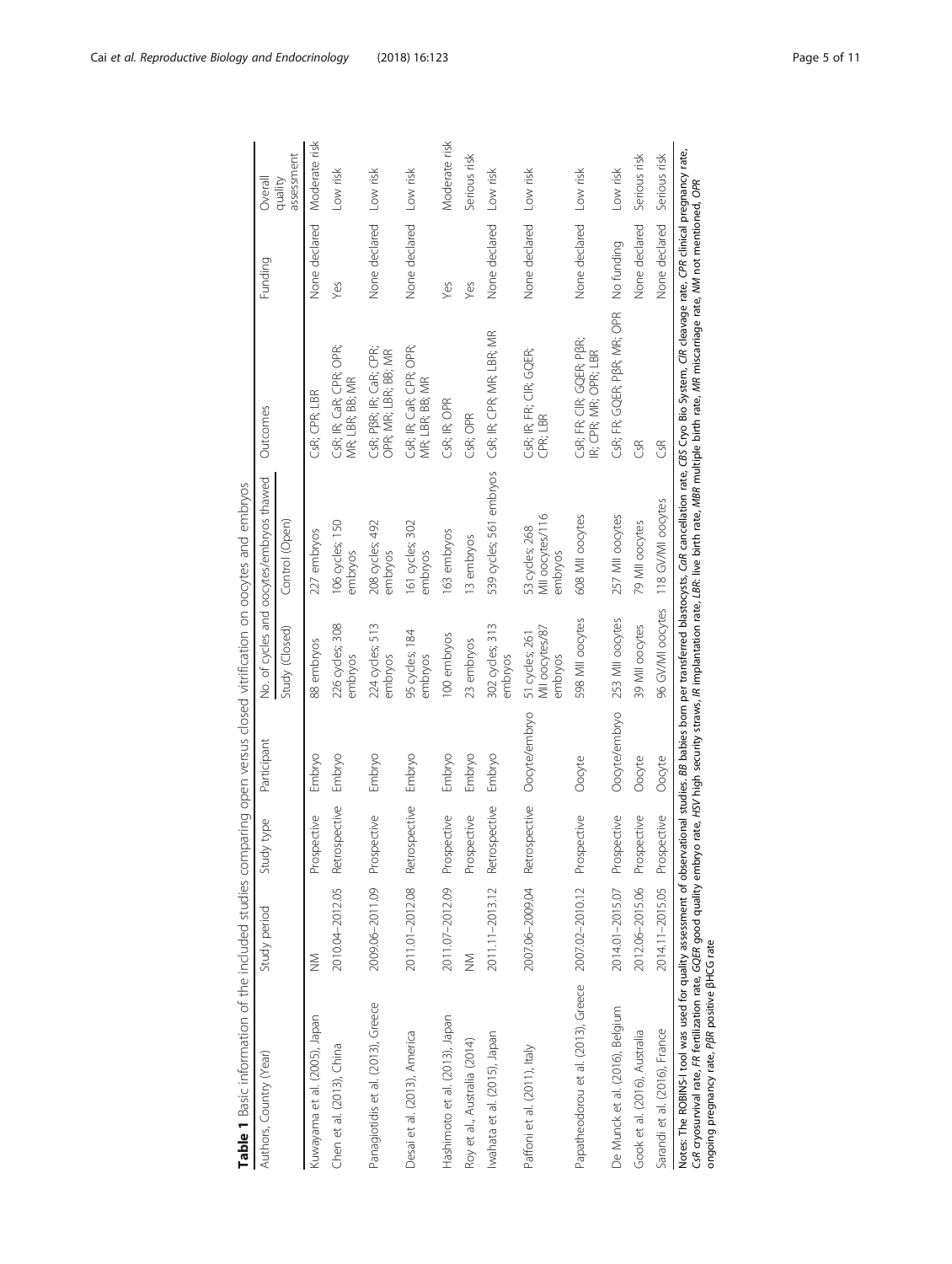**Table 1** Basic information of the included studies comparing open versus closed vitrification on oocytes and embryos

| Authors, Country (Year) | Study period | Study type | Participant | No. of cycles and oocytes/embryos thawed | | Outcomes | Funding | Overall quality assessment |
|---|---|---|---|---|---|---|---|---|
| | | | | Study (Closed) | Control (Open) | | | |
| Kuwayama et al. (2005), Japan | NM | Prospective | Embryo | 88 embryos | 227 embryos | CsR; CPR; LBR | None declared | Moderate risk |
| Chen et al. (2013), China | 2010.04–2012.05 | Retrospective | Embryo | 226 cycles; 308 embryos | 106 cycles; 150 embryos | CsR; IR; CaR; CPR; OPR; MR; LBR; BB; MR | Yes | Low risk |
| Panagiotidis et al. (2013), Greece | 2009.06–2011.09 | Prospective | Embryo | 224 cycles; 513 embryos | 208 cycles; 492 embryos | CsR; PβR; IR; CaR; CPR; OPR; MR; LBR; BB; MR | None declared | Low risk |
| Desai et al. (2013), America | 2011.01–2012.08 | Retrospective | Embryo | 95 cycles; 184 embryos | 161 cycles; 302 embryos | CsR; IR; CaR; CPR; OPR; MR; LBR; BB; MR | None declared | Low risk |
| Hashimoto et al. (2013), Japan | 2011.07–2012.09 | Prospective | Embryo | 100 embryos | 163 embryos | CsR; IR; OPR | Yes | Moderate risk |
| Roy et al., Australia (2014) | NM | Prospective | Embryo | 23 embryos | 13 embryos | CsR; OPR | Yes | Serious risk |
| Iwahata et al. (2015), Japan | 2011.11–2013.12 | Retrospective | Embryo | 302 cycles; 313 embryos | 539 cycles; 561 embryos | CsR; IR; CPR; MR; LBR; MR | None declared | Low risk |
| Paffoni et al. (2011), Italy | 2007.06–2009.04 | Retrospective | Oocyte/embryo | 51 cycles; 261 MII oocytes/87 embryos | 53 cycles; 268 MII oocytes/116 embryos | CsR; IR; FR; ClR; GQER; CPR; LBR | None declared | Low risk |
| Papatheodorou et al. (2013), Greece | 2007.02–2010.12 | Prospective | Oocyte | 598 MII oocytes | 608 MII oocytes | CsR; FR; ClR; GQER; PβR; IR; CPR; MR; OPR; LBR | None declared | Low risk |
| De Munck et al. (2016), Belgium | 2014.01–2015.07 | Prospective | Oocyte/embryo | 253 MII oocytes | 257 MII oocytes | CsR; FR; GQER; PβR; MR; OPR | No funding | Low risk |
| Gook et al. (2016), Australia | 2012.06–2015.06 | Prospective | Oocyte | 39 MII oocytes | 79 MII oocytes | CsR | None declared | Serious risk |
| Sarandi et al. (2016), France | 2014.11–2015.05 | Prospective | Oocyte | 96 GV/MI oocytes | 118 GV/MI oocytes | CsR | None declared | Serious risk |

Notes: The ROBINS-I tool was used for quality assessment of observational studies. *BB* babies born per transferred blastocysts, *CaR* cancellation rate, *CBS* Cryo Bio System, *ClR* cleavage rate, *CPR* clinical pregnancy rate, *CsR* cryosurvival rate, *FR* fertilization rate, *GQER* good quality embryo rate, *HSV* high security straws, *IR* implantation rate, *LBR*: live birth rate, *MBR* multiple birth rate, *MR* miscarriage rate, *NM* not mentioned, *OPR* ongoing pregnancy rate, *PβR* positive βHCG rate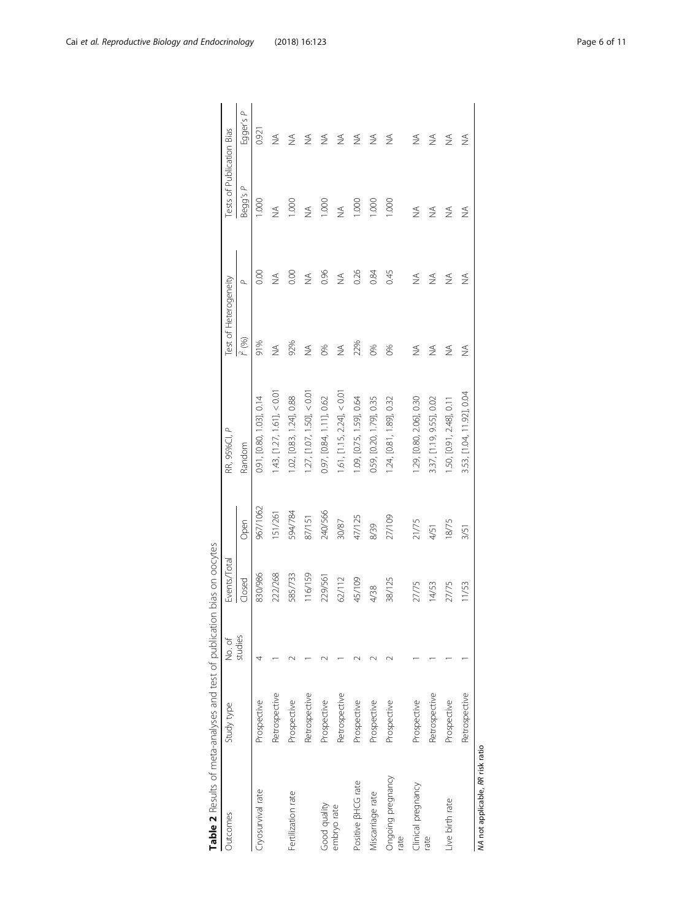**Table 2** Results of meta-analyses and test of publication bias on oocytes

| Outcomes | Study type | No. of studies | Events/Total | | RR, 95%CI, *P* | Test of Heterogeneity | | Tests of Publication Bias | |
|---|---|---|---|---|---|---|---|---|---|
| | | | Closed | Open | Random | $I^2$ (%) | *P* | Begg's *P* | Egger's *P* |
| Cryosurvival rate | Prospective | 4 | 830/986 | 967/1062 | 0.91, [0.80, 1.03], 0.14 | 91% | 0.00 | 1.000 | 0.921 |
| | Retrospective | 1 | 222/268 | 151/261 | 1.43, [1.27, 1.61], < 0.01 | NA | NA | NA | NA |
| Fertilization rate | Prospective | 2 | 585/733 | 594/784 | 1.02, [0.83, 1.24], 0.88 | 92% | 0.00 | 1.000 | NA |
| | Retrospective | 1 | 116/159 | 87/151 | 1.27, [1.07, 1.50], < 0.01 | NA | NA | NA | NA |
| Good quality embryo rate | Prospective | 2 | 229/561 | 240/566 | 0.97, [0.84, 1.11], 0.62 | 0% | 0.96 | 1.000 | NA |
| | Retrospective | 1 | 62/112 | 30/87 | 1.61, [1.15, 2.24], < 0.01 | NA | NA | NA | NA |
| Positive βHCG rate | Prospective | 2 | 45/109 | 47/125 | 1.09, [0.75, 1.59], 0.64 | 22% | 0.26 | 1.000 | NA |
| Miscarriage rate | Prospective | 2 | 4/38 | 8/39 | 0.59, [0.20, 1.79], 0.35 | 0% | 0.84 | 1.000 | NA |
| Ongoing pregnancy rate | Prospective | 2 | 38/125 | 27/109 | 1.24, [0.81, 1.89], 0.32 | 0% | 0.45 | 1.000 | NA |
| Clinical pregnancy rate | Prospective | 1 | 27/75 | 21/75 | 1.29, [0.80, 2.06], 0.30 | NA | NA | NA | NA |
| | Retrospective | 1 | 14/53 | 4/51 | 3.37, [1.19, 9.55], 0.02 | NA | NA | NA | NA |
| Live birth rate | Prospective | 1 | 27/75 | 18/75 | 1.50, [0.91, 2.48], 0.11 | NA | NA | NA | NA |
| | Retrospective | 1 | 11/53 | 3/51 | 3.53, [1.04, 11.92], 0.04 | NA | NA | NA | NA |

*NA* not applicable, *RR* risk ratio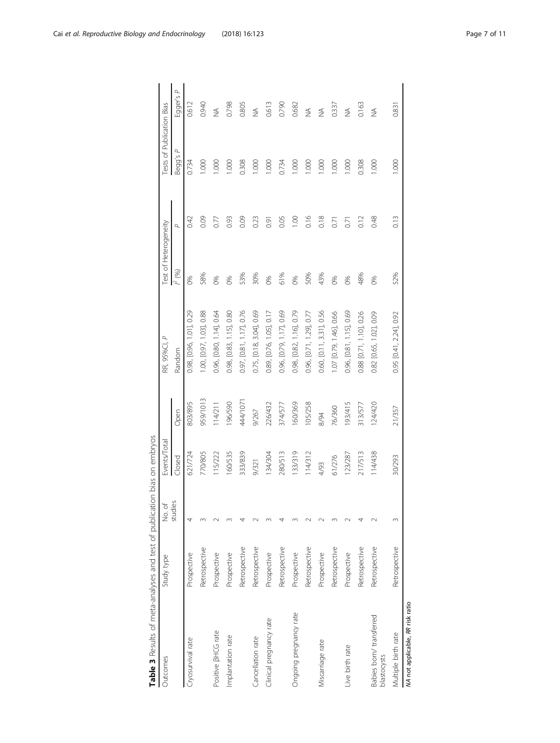**Table 3** Results of meta-analyses and test of publication bias on embryos

| Outcomes | Study type | No. of studies | Events/Total | | RR, 95%CI, *P* | Test of Heterogeneity | | Tests of Publication Bias | |
|---|---|---|---|---|---|---|---|---|---|
| | | | Closed | Open | Random | $I^2$ (%) | *P* | Begg's *P* | Egger's *P* |
| Cryosurvival rate | Prospective | 4 | 621/724 | 803/895 | 0.98, [0.96, 1.01], 0.29 | 0% | 0.42 | 0.734 | 0.612 |
| | Retrospective | 3 | 770/805 | 959/1013 | 1.00, [0.97, 1.03], 0.88 | 58% | 0.09 | 1.000 | 0.940 |
| Positive βHCG rate | Prospective | 2 | 115/222 | 114/211 | 0.96, [0.80, 1.14], 0.64 | 0% | 0.77 | 1.000 | NA |
| Implantation rate | Prospective | 3 | 160/535 | 196/590 | 0.98, [0.83, 1.15], 0.80 | 0% | 0.93 | 1.000 | 0.798 |
| | Retrospective | 4 | 333/839 | 444/1071 | 0.97, [0.81, 1.17], 0.76 | 53% | 0.09 | 0.308 | 0.805 |
| Cancellation rate | Retrospective | 2 | 9/321 | 9/267 | 0.75, [0.18, 3.04], 0.69 | 30% | 0.23 | 1.000 | NA |
| Clinical pregnancy rate | Prospective | 3 | 134/304 | 226/432 | 0.89, [0.76, 1.05], 0.17 | 0% | 0.91 | 1.000 | 0.613 |
| | Retrospective | 4 | 280/513 | 374/577 | 0.96, [0.79, 1.17], 0.69 | 61% | 0.05 | 0.734 | 0.790 |
| Ongoing pregnancy rate | Prospective | 3 | 133/319 | 160/369 | 0.98, [0.82, 1.16], 0.79 | 0% | 1.00 | 1.000 | 0.682 |
| | Retrospective | 2 | 114/312 | 105/258 | 0.96, [0.71, 1.29], 0.77 | 50% | 0.16 | 1.000 | NA |
| Miscarriage rate | Prospective | 2 | 4/93 | 8/94 | 0.60, [0.11, 3.31], 0.56 | 43% | 0.18 | 1.000 | NA |
| | Retrospective | 3 | 61/276 | 76/360 | 1.07 [0.79, 1.46], 0.66 | 0% | 0.71 | 1.000 | 0.337 |
| Live birth rate | Prospective | 2 | 123/287 | 193/415 | 0.96, [0.81, 1.15], 0.69 | 0% | 0.71 | 1.000 | NA |
| | Retrospective | 4 | 217/513 | 313/577 | 0.88 [0.71, 1.10], 0.26 | 48% | 0.12 | 0.308 | 0.163 |
| Babies born/ transferred blastocysts | Retrospective | 2 | 114/438 | 124/420 | 0.82 [0.65, 1.02], 0.09 | 0% | 0.48 | 1.000 | NA |
| Multiple birth rate | Retrospective | 3 | 30/293 | 21/357 | 0.95 [0.41, 2.24], 0.92 | 52% | 0.13 | 1.000 | 0.831 |

*NA* not applicable, *RR* risk ratio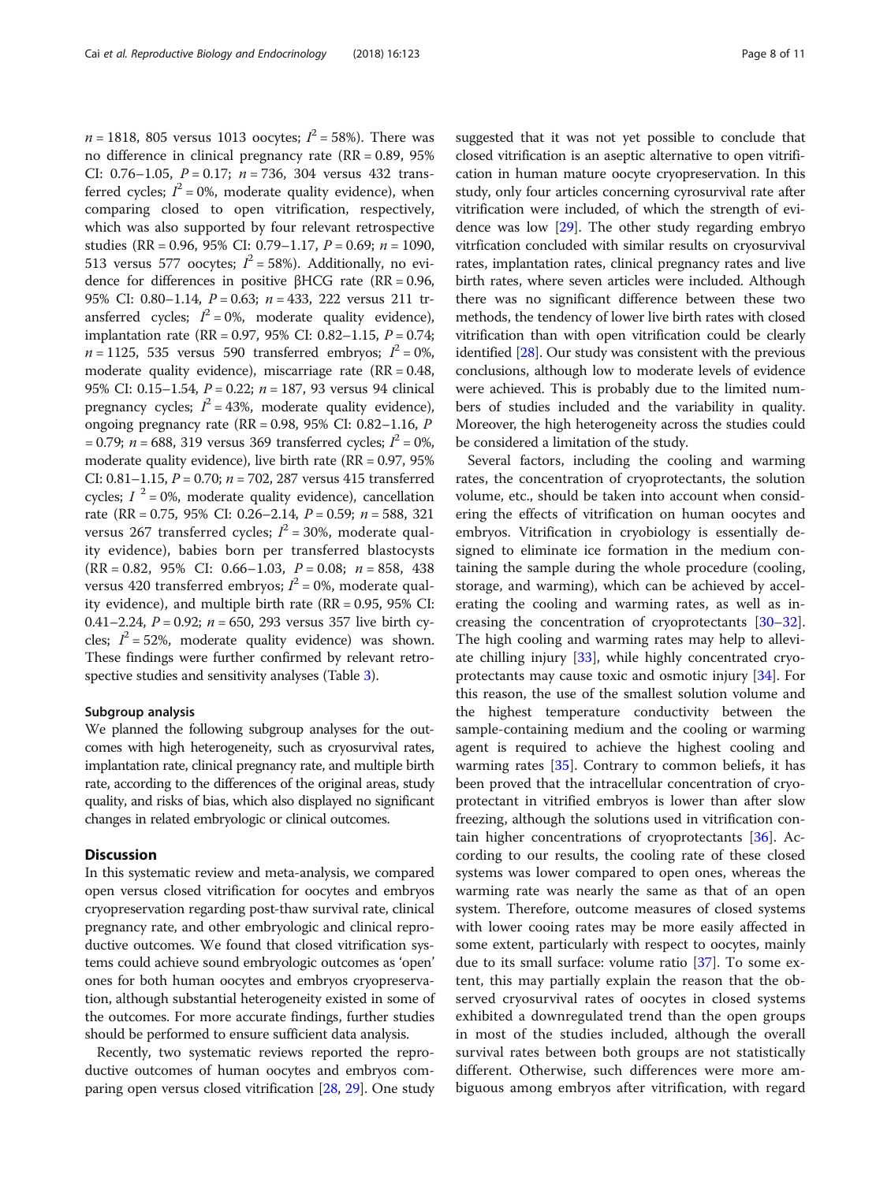$n = 1818$, 805 versus 1013 oocytes; $I^2 = 58\%$). There was no difference in clinical pregnancy rate (RR = 0.89, 95% CI: 0.76–1.05, $P = 0.17$; $n = 736$, 304 versus 432 transferred cycles; $I^2 = 0\%$, moderate quality evidence), when comparing closed to open vitrification, respectively, which was also supported by four relevant retrospective studies (RR = 0.96, 95% CI: 0.79–1.17, $P = 0.69$; $n = 1090$, 513 versus 577 oocytes; $I^2 = 58\%$). Additionally, no evidence for differences in positive βHCG rate (RR = 0.96, 95% CI: 0.80–1.14, $P = 0.63$; $n = 433$, 222 versus 211 transferred cycles; $I^2 = 0\%$, moderate quality evidence), implantation rate (RR = 0.97, 95% CI: 0.82–1.15, $P = 0.74$; $n = 1125$, 535 versus 590 transferred embryos; $I^2 = 0\%$, moderate quality evidence), miscarriage rate (RR = 0.48, 95% CI: 0.15–1.54, $P = 0.22$; $n = 187$, 93 versus 94 clinical pregnancy cycles; $I^2 = 43\%$, moderate quality evidence), ongoing pregnancy rate (RR = 0.98, 95% CI: 0.82–1.16, $P = 0.79$; $n = 688$, 319 versus 369 transferred cycles; $I^2 = 0\%$, moderate quality evidence), live birth rate (RR = 0.97, 95% CI: 0.81–1.15, $P = 0.70$; $n = 702$, 287 versus 415 transferred cycles; $I^2 = 0\%$, moderate quality evidence), cancellation rate (RR = 0.75, 95% CI: 0.26–2.14, $P = 0.59$; $n = 588$, 321 versus 267 transferred cycles; $I^2 = 30\%$, moderate quality evidence), babies born per transferred blastocysts (RR = 0.82, 95% CI: 0.66–1.03, $P = 0.08$; $n = 858$, 438 versus 420 transferred embryos; $I^2 = 0\%$, moderate quality evidence), and multiple birth rate (RR = 0.95, 95% CI: 0.41–2.24, $P = 0.92$; $n = 650$, 293 versus 357 live birth cycles; $I^2 = 52\%$, moderate quality evidence) was shown. These findings were further confirmed by relevant retrospective studies and sensitivity analyses (Table 3).

### Subgroup analysis

We planned the following subgroup analyses for the outcomes with high heterogeneity, such as cryosurvival rates, implantation rate, clinical pregnancy rate, and multiple birth rate, according to the differences of the original areas, study quality, and risks of bias, which also displayed no significant changes in related embryologic or clinical outcomes.

## Discussion

In this systematic review and meta-analysis, we compared open versus closed vitrification for oocytes and embryos cryopreservation regarding post-thaw survival rate, clinical pregnancy rate, and other embryologic and clinical reproductive outcomes. We found that closed vitrification systems could achieve sound embryologic outcomes as 'open' ones for both human oocytes and embryos cryopreservation, although substantial heterogeneity existed in some of the outcomes. For more accurate findings, further studies should be performed to ensure sufficient data analysis.

Recently, two systematic reviews reported the reproductive outcomes of human oocytes and embryos comparing open versus closed vitrification [28, 29]. One study suggested that it was not yet possible to conclude that closed vitrification is an aseptic alternative to open vitrification in human mature oocyte cryopreservation. In this study, only four articles concerning cyrosurvival rate after vitrification were included, of which the strength of evidence was low [29]. The other study regarding embryo vitrfication concluded with similar results on cryosurvival rates, implantation rates, clinical pregnancy rates and live birth rates, where seven articles were included. Although there was no significant difference between these two methods, the tendency of lower live birth rates with closed vitrification than with open vitrification could be clearly identified [28]. Our study was consistent with the previous conclusions, although low to moderate levels of evidence were achieved. This is probably due to the limited numbers of studies included and the variability in quality. Moreover, the high heterogeneity across the studies could be considered a limitation of the study.

Several factors, including the cooling and warming rates, the concentration of cryoprotectants, the solution volume, etc., should be taken into account when considering the effects of vitrification on human oocytes and embryos. Vitrification in cryobiology is essentially designed to eliminate ice formation in the medium containing the sample during the whole procedure (cooling, storage, and warming), which can be achieved by accelerating the cooling and warming rates, as well as increasing the concentration of cryoprotectants [30–32]. The high cooling and warming rates may help to alleviate chilling injury [33], while highly concentrated cryoprotectants may cause toxic and osmotic injury [34]. For this reason, the use of the smallest solution volume and the highest temperature conductivity between the sample-containing medium and the cooling or warming agent is required to achieve the highest cooling and warming rates [35]. Contrary to common beliefs, it has been proved that the intracellular concentration of cryoprotectant in vitrified embryos is lower than after slow freezing, although the solutions used in vitrification contain higher concentrations of cryoprotectants [36]. According to our results, the cooling rate of these closed systems was lower compared to open ones, whereas the warming rate was nearly the same as that of an open system. Therefore, outcome measures of closed systems with lower cooing rates may be more easily affected in some extent, particularly with respect to oocytes, mainly due to its small surface: volume ratio [37]. To some extent, this may partially explain the reason that the observed cryosurvival rates of oocytes in closed systems exhibited a downregulated trend than the open groups in most of the studies included, although the overall survival rates between both groups are not statistically different. Otherwise, such differences were more ambiguous among embryos after vitrification, with regard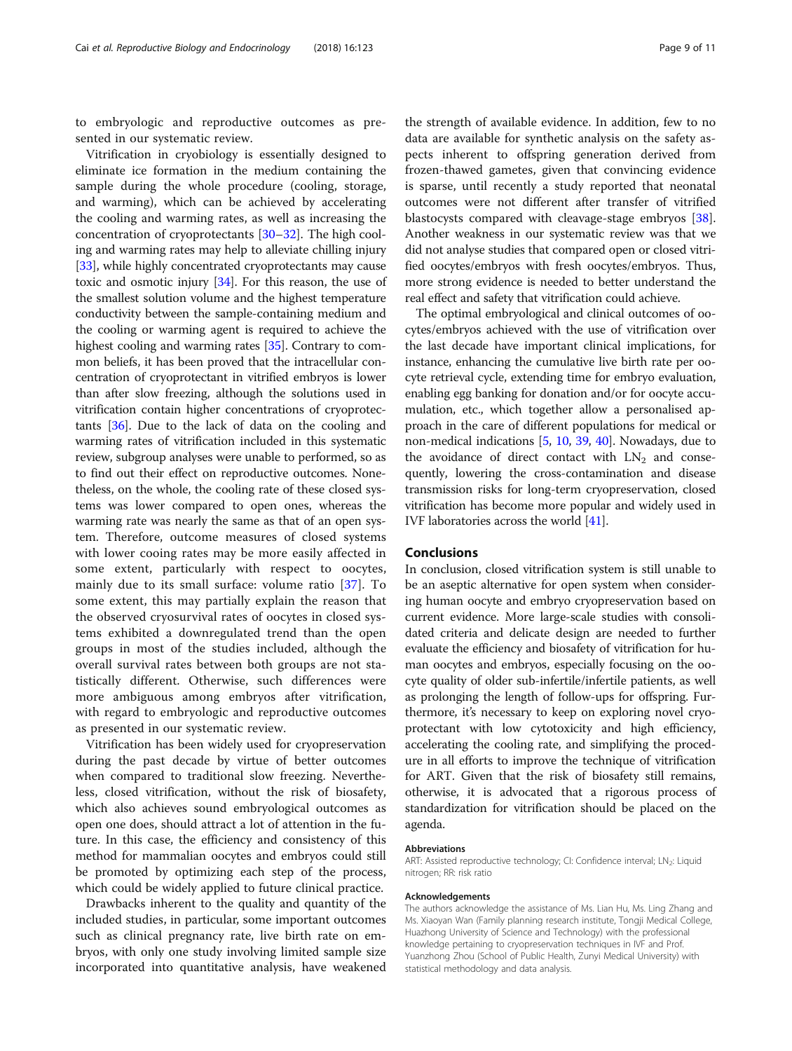to embryologic and reproductive outcomes as presented in our systematic review.

Vitrification in cryobiology is essentially designed to eliminate ice formation in the medium containing the sample during the whole procedure (cooling, storage, and warming), which can be achieved by accelerating the cooling and warming rates, as well as increasing the concentration of cryoprotectants [30–32]. The high cooling and warming rates may help to alleviate chilling injury [33], while highly concentrated cryoprotectants may cause toxic and osmotic injury [34]. For this reason, the use of the smallest solution volume and the highest temperature conductivity between the sample-containing medium and the cooling or warming agent is required to achieve the highest cooling and warming rates [35]. Contrary to common beliefs, it has been proved that the intracellular concentration of cryoprotectant in vitrified embryos is lower than after slow freezing, although the solutions used in vitrification contain higher concentrations of cryoprotectants [36]. Due to the lack of data on the cooling and warming rates of vitrification included in this systematic review, subgroup analyses were unable to performed, so as to find out their effect on reproductive outcomes. Nonetheless, on the whole, the cooling rate of these closed systems was lower compared to open ones, whereas the warming rate was nearly the same as that of an open system. Therefore, outcome measures of closed systems with lower cooing rates may be more easily affected in some extent, particularly with respect to oocytes, mainly due to its small surface: volume ratio [37]. To some extent, this may partially explain the reason that the observed cryosurvival rates of oocytes in closed systems exhibited a downregulated trend than the open groups in most of the studies included, although the overall survival rates between both groups are not statistically different. Otherwise, such differences were more ambiguous among embryos after vitrification, with regard to embryologic and reproductive outcomes as presented in our systematic review.

Vitrification has been widely used for cryopreservation during the past decade by virtue of better outcomes when compared to traditional slow freezing. Nevertheless, closed vitrification, without the risk of biosafety, which also achieves sound embryological outcomes as open one does, should attract a lot of attention in the future. In this case, the efficiency and consistency of this method for mammalian oocytes and embryos could still be promoted by optimizing each step of the process, which could be widely applied to future clinical practice.

Drawbacks inherent to the quality and quantity of the included studies, in particular, some important outcomes such as clinical pregnancy rate, live birth rate on embryos, with only one study involving limited sample size incorporated into quantitative analysis, have weakened the strength of available evidence. In addition, few to no data are available for synthetic analysis on the safety aspects inherent to offspring generation derived from frozen-thawed gametes, given that convincing evidence is sparse, until recently a study reported that neonatal outcomes were not different after transfer of vitrified blastocysts compared with cleavage-stage embryos [38]. Another weakness in our systematic review was that we did not analyse studies that compared open or closed vitrified oocytes/embryos with fresh oocytes/embryos. Thus, more strong evidence is needed to better understand the real effect and safety that vitrification could achieve.

The optimal embryological and clinical outcomes of oocytes/embryos achieved with the use of vitrification over the last decade have important clinical implications, for instance, enhancing the cumulative live birth rate per oocyte retrieval cycle, extending time for embryo evaluation, enabling egg banking for donation and/or for oocyte accumulation, etc., which together allow a personalised approach in the care of different populations for medical or non-medical indications [5, 10, 39, 40]. Nowadays, due to the avoidance of direct contact with $LN_2$ and consequently, lowering the cross-contamination and disease transmission risks for long-term cryopreservation, closed vitrification has become more popular and widely used in IVF laboratories across the world [41].

## Conclusions

In conclusion, closed vitrification system is still unable to be an aseptic alternative for open system when considering human oocyte and embryo cryopreservation based on current evidence. More large-scale studies with consolidated criteria and delicate design are needed to further evaluate the efficiency and biosafety of vitrification for human oocytes and embryos, especially focusing on the oocyte quality of older sub-infertile/infertile patients, as well as prolonging the length of follow-ups for offspring. Furthermore, it's necessary to keep on exploring novel cryoprotectant with low cytotoxicity and high efficiency, accelerating the cooling rate, and simplifying the procedure in all efforts to improve the technique of vitrification for ART. Given that the risk of biosafety still remains, otherwise, it is advocated that a rigorous process of standardization for vitrification should be placed on the agenda.

#### Abbreviations

ART: Assisted reproductive technology; CI: Confidence interval; $LN_2$: Liquid nitrogen; RR: risk ratio

#### Acknowledgements

The authors acknowledge the assistance of Ms. Lian Hu, Ms. Ling Zhang and Ms. Xiaoyan Wan (Family planning research institute, Tongji Medical College, Huazhong University of Science and Technology) with the professional knowledge pertaining to cryopreservation techniques in IVF and Prof. Yuanzhong Zhou (School of Public Health, Zunyi Medical University) with statistical methodology and data analysis.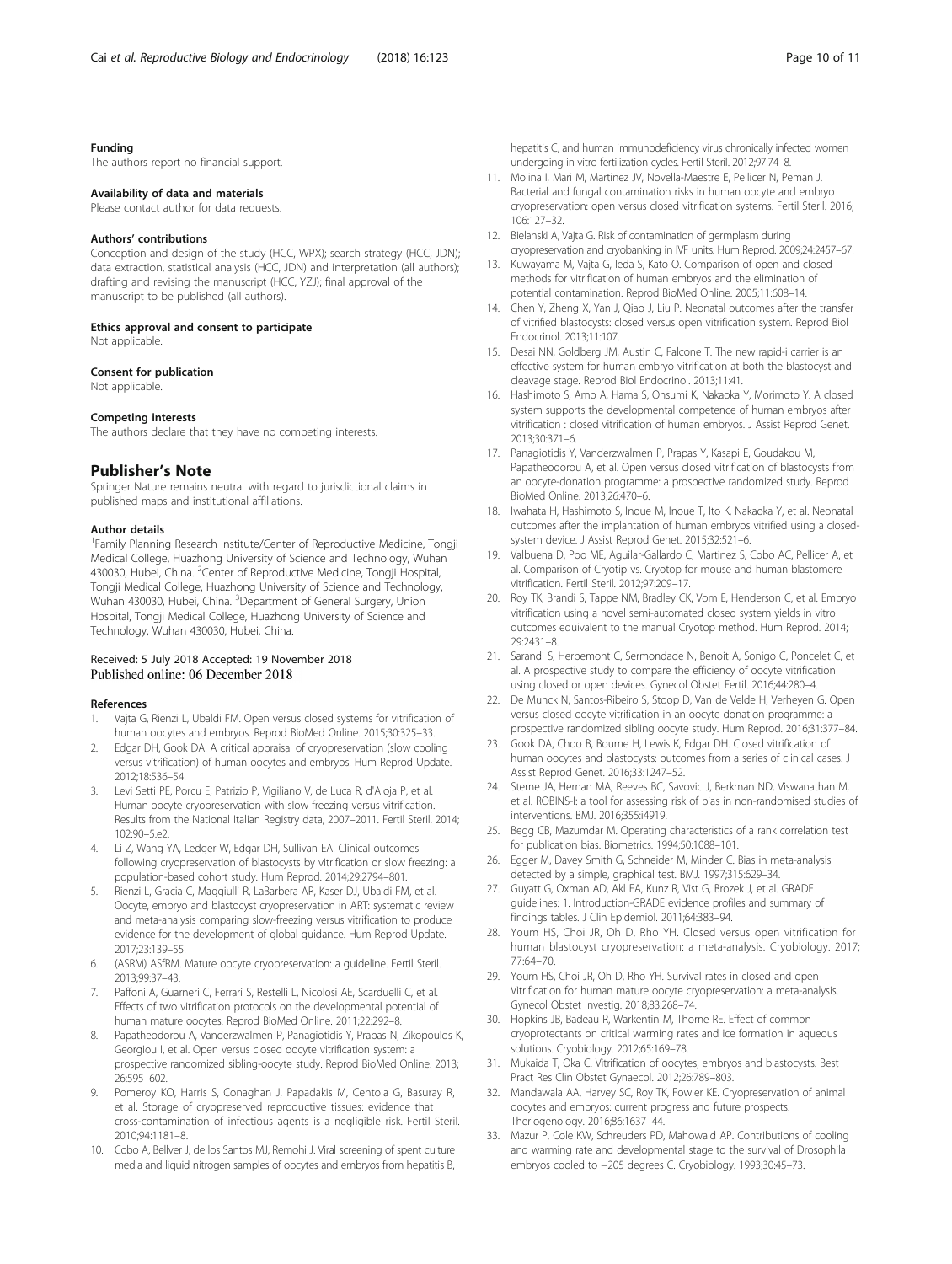#### Funding

The authors report no financial support.

#### Availability of data and materials

Please contact author for data requests.

#### Authors' contributions

Conception and design of the study (HCC, WPX); search strategy (HCC, JDN); data extraction, statistical analysis (HCC, JDN) and interpretation (all authors); drafting and revising the manuscript (HCC, YZJ); final approval of the manuscript to be published (all authors).

#### Ethics approval and consent to participate

Not applicable.

#### Consent for publication

Not applicable.

#### Competing interests

The authors declare that they have no competing interests.

## Publisher's Note

Springer Nature remains neutral with regard to jurisdictional claims in published maps and institutional affiliations.

#### Author details

[1]Family Planning Research Institute/Center of Reproductive Medicine, Tongji Medical College, Huazhong University of Science and Technology, Wuhan 430030, Hubei, China. [2]Center of Reproductive Medicine, Tongji Hospital, Tongji Medical College, Huazhong University of Science and Technology, Wuhan 430030, Hubei, China. [3]Department of General Surgery, Union Hospital, Tongji Medical College, Huazhong University of Science and Technology, Wuhan 430030, Hubei, China.

Received: 5 July 2018 Accepted: 19 November 2018
Published online: 06 December 2018

#### References

1. Vajta G, Rienzi L, Ubaldi FM. Open versus closed systems for vitrification of human oocytes and embryos. Reprod BioMed Online. 2015;30:325–33.
2. Edgar DH, Gook DA. A critical appraisal of cryopreservation (slow cooling versus vitrification) of human oocytes and embryos. Hum Reprod Update. 2012;18:536–54.
3. Levi Setti PE, Porcu E, Patrizio P, Vigiliano V, de Luca R, d'Aloja P, et al. Human oocyte cryopreservation with slow freezing versus vitrification. Results from the National Italian Registry data, 2007–2011. Fertil Steril. 2014; 102:90–5.e2.
4. Li Z, Wang YA, Ledger W, Edgar DH, Sullivan EA. Clinical outcomes following cryopreservation of blastocysts by vitrification or slow freezing: a population-based cohort study. Hum Reprod. 2014;29:2794–801.
5. Rienzi L, Gracia C, Maggiulli R, LaBarbera AR, Kaser DJ, Ubaldi FM, et al. Oocyte, embryo and blastocyst cryopreservation in ART: systematic review and meta-analysis comparing slow-freezing versus vitrification to produce evidence for the development of global guidance. Hum Reprod Update. 2017;23:139–55.
6. (ASRM) ASfRM. Mature oocyte cryopreservation: a guideline. Fertil Steril. 2013;99:37–43.
7. Paffoni A, Guarneri C, Ferrari S, Restelli L, Nicolosi AE, Scarduelli C, et al. Effects of two vitrification protocols on the developmental potential of human mature oocytes. Reprod BioMed Online. 2011;22:292–8.
8. Papatheodorou A, Vanderzwalmen P, Panagiotidis Y, Prapas N, Zikopoulos K, Georgiou I, et al. Open versus closed oocyte vitrification system: a prospective randomized sibling-oocyte study. Reprod BioMed Online. 2013; 26:595–602.
9. Pomeroy KO, Harris S, Conaghan J, Papadakis M, Centola G, Basuray R, et al. Storage of cryopreserved reproductive tissues: evidence that cross-contamination of infectious agents is a negligible risk. Fertil Steril. 2010;94:1181–8.
10. Cobo A, Bellver J, de los Santos MJ, Remohi J. Viral screening of spent culture media and liquid nitrogen samples of oocytes and embryos from hepatitis B, hepatitis C, and human immunodeficiency virus chronically infected women undergoing in vitro fertilization cycles. Fertil Steril. 2012;97:74–8.
11. Molina I, Mari M, Martinez JV, Novella-Maestre E, Pellicer N, Peman J. Bacterial and fungal contamination risks in human oocyte and embryo cryopreservation: open versus closed vitrification systems. Fertil Steril. 2016; 106:127–32.
12. Bielanski A, Vajta G. Risk of contamination of germplasm during cryopreservation and cryobanking in IVF units. Hum Reprod. 2009;24:2457–67.
13. Kuwayama M, Vajta G, Ieda S, Kato O. Comparison of open and closed methods for vitrification of human embryos and the elimination of potential contamination. Reprod BioMed Online. 2005;11:608–14.
14. Chen Y, Zheng X, Yan J, Qiao J, Liu P. Neonatal outcomes after the transfer of vitrified blastocysts: closed versus open vitrification system. Reprod Biol Endocrinol. 2013;11:107.
15. Desai NN, Goldberg JM, Austin C, Falcone T. The new rapid-i carrier is an effective system for human embryo vitrification at both the blastocyst and cleavage stage. Reprod Biol Endocrinol. 2013;11:41.
16. Hashimoto S, Amo A, Hama S, Ohsumi K, Nakaoka Y, Morimoto Y. A closed system supports the developmental competence of human embryos after vitrification : closed vitrification of human embryos. J Assist Reprod Genet. 2013;30:371–6.
17. Panagiotidis Y, Vanderzwalmen P, Prapas Y, Kasapi E, Goudakou M, Papatheodorou A, et al. Open versus closed vitrification of blastocysts from an oocyte-donation programme: a prospective randomized study. Reprod BioMed Online. 2013;26:470–6.
18. Iwahata H, Hashimoto S, Inoue M, Inoue T, Ito K, Nakaoka Y, et al. Neonatal outcomes after the implantation of human embryos vitrified using a closed-system device. J Assist Reprod Genet. 2015;32:521–6.
19. Valbuena D, Poo ME, Aguilar-Gallardo C, Martinez S, Cobo AC, Pellicer A, et al. Comparison of Cryotip vs. Cryotop for mouse and human blastomere vitrification. Fertil Steril. 2012;97:209–17.
20. Roy TK, Brandi S, Tappe NM, Bradley CK, Vom E, Henderson C, et al. Embryo vitrification using a novel semi-automated closed system yields in vitro outcomes equivalent to the manual Cryotop method. Hum Reprod. 2014; 29:2431–8.
21. Sarandi S, Herbemont C, Sermondade N, Benoit A, Sonigo C, Poncelet C, et al. A prospective study to compare the efficiency of oocyte vitrification using closed or open devices. Gynecol Obstet Fertil. 2016;44:280–4.
22. De Munck N, Santos-Ribeiro S, Stoop D, Van de Velde H, Verheyen G. Open versus closed oocyte vitrification in an oocyte donation programme: a prospective randomized sibling oocyte study. Hum Reprod. 2016;31:377–84.
23. Gook DA, Choo B, Bourne H, Lewis K, Edgar DH. Closed vitrification of human oocytes and blastocysts: outcomes from a series of clinical cases. J Assist Reprod Genet. 2016;33:1247–52.
24. Sterne JA, Hernan MA, Reeves BC, Savovic J, Berkman ND, Viswanathan M, et al. ROBINS-I: a tool for assessing risk of bias in non-randomised studies of interventions. BMJ. 2016;355:i4919.
25. Begg CB, Mazumdar M. Operating characteristics of a rank correlation test for publication bias. Biometrics. 1994;50:1088–101.
26. Egger M, Davey Smith G, Schneider M, Minder C. Bias in meta-analysis detected by a simple, graphical test. BMJ. 1997;315:629–34.
27. Guyatt G, Oxman AD, Akl EA, Kunz R, Vist G, Brozek J, et al. GRADE guidelines: 1. Introduction-GRADE evidence profiles and summary of findings tables. J Clin Epidemiol. 2011;64:383–94.
28. Youm HS, Choi JR, Oh D, Rho YH. Closed versus open vitrification for human blastocyst cryopreservation: a meta-analysis. Cryobiology. 2017; 77:64–70.
29. Youm HS, Choi JR, Oh D, Rho YH. Survival rates in closed and open Vitrification for human mature oocyte cryopreservation: a meta-analysis. Gynecol Obstet Investig. 2018;83:268–74.
30. Hopkins JB, Badeau R, Warkentin M, Thorne RE. Effect of common cryoprotectants on critical warming rates and ice formation in aqueous solutions. Cryobiology. 2012;65:169–78.
31. Mukaida T, Oka C. Vitrification of oocytes, embryos and blastocysts. Best Pract Res Clin Obstet Gynaecol. 2012;26:789–803.
32. Mandawala AA, Harvey SC, Roy TK, Fowler KE. Cryopreservation of animal oocytes and embryos: current progress and future prospects. Theriogenology. 2016;86:1637–44.
33. Mazur P, Cole KW, Schreuders PD, Mahowald AP. Contributions of cooling and warming rate and developmental stage to the survival of Drosophila embryos cooled to −205 degrees C. Cryobiology. 1993;30:45–73.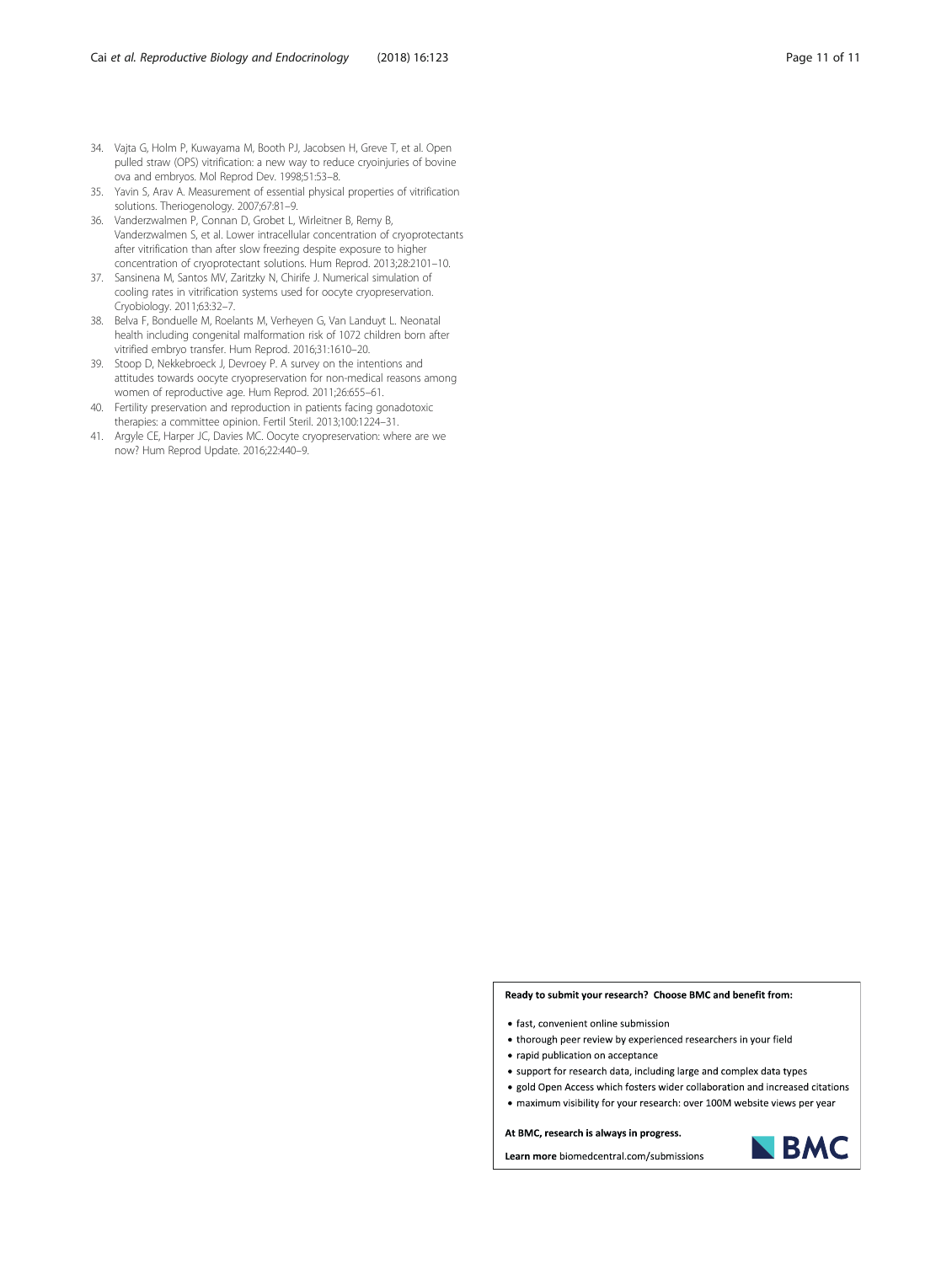34. Vajta G, Holm P, Kuwayama M, Booth PJ, Jacobsen H, Greve T, et al. Open pulled straw (OPS) vitrification: a new way to reduce cryoinjuries of bovine ova and embryos. Mol Reprod Dev. 1998;51:53–8.
35. Yavin S, Arav A. Measurement of essential physical properties of vitrification solutions. Theriogenology. 2007;67:81–9.
36. Vanderzwalmen P, Connan D, Grobet L, Wirleitner B, Remy B, Vanderzwalmen S, et al. Lower intracellular concentration of cryoprotectants after vitrification than after slow freezing despite exposure to higher concentration of cryoprotectant solutions. Hum Reprod. 2013;28:2101–10.
37. Sansinena M, Santos MV, Zaritzky N, Chirife J. Numerical simulation of cooling rates in vitrification systems used for oocyte cryopreservation. Cryobiology. 2011;63:32–7.
38. Belva F, Bonduelle M, Roelants M, Verheyen G, Van Landuyt L. Neonatal health including congenital malformation risk of 1072 children born after vitrified embryo transfer. Hum Reprod. 2016;31:1610–20.
39. Stoop D, Nekkebroeck J, Devroey P. A survey on the intentions and attitudes towards oocyte cryopreservation for non-medical reasons among women of reproductive age. Hum Reprod. 2011;26:655–61.
40. Fertility preservation and reproduction in patients facing gonadotoxic therapies: a committee opinion. Fertil Steril. 2013;100:1224–31.
41. Argyle CE, Harper JC, Davies MC. Oocyte cryopreservation: where are we now? Hum Reprod Update. 2016;22:440–9.

**Ready to submit your research? Choose BMC and benefit from:**

- fast, convenient online submission
- thorough peer review by experienced researchers in your field
- rapid publication on acceptance
- support for research data, including large and complex data types
- gold Open Access which fosters wider collaboration and increased citations
- maximum visibility for your research: over 100M website views per year

**At BMC, research is always in progress.**

**Learn more** biomedcentral.com/submissions

BMC